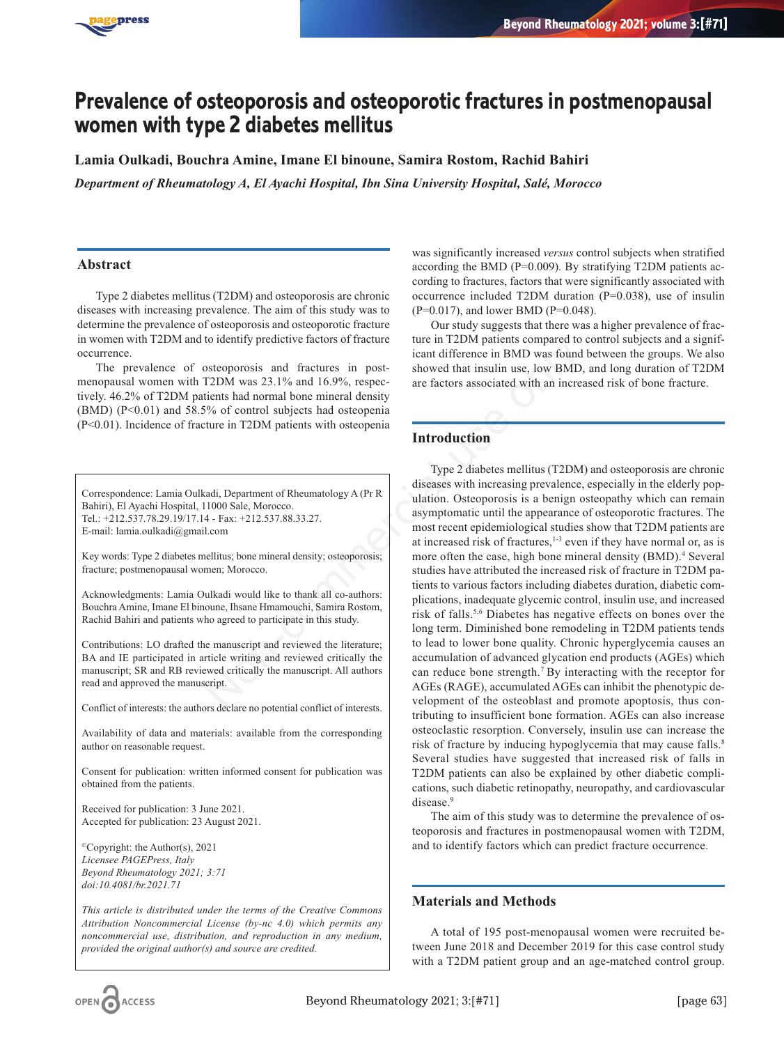# Prevalence of osteoporosis and osteoporotic fractures in postmenopausal women with type 2 diabetes mellitus

**Lamia Oulkadi, Bouchra Amine, Imane El binoune, Samira Rostom, Rachid Bahiri**

*Department of Rheumatology A, El Ayachi Hospital, Ibn Sina University Hospital, Salé, Morocco*

## Abstract

Type 2 diabetes mellitus (T2DM) and osteoporosis are chronic diseases with increasing prevalence. The aim of this study was to determine the prevalence of osteoporosis and osteoporotic fracture in women with T2DM and to identify predictive factors of fracture occurrence.

The prevalence of osteoporosis and fractures in post-menopausal women with T2DM was 23.1% and 16.9%, respectively. 46.2% of T2DM patients had normal bone mineral density (BMD) (P<0.01) and 58.5% of control subjects had osteopenia (P<0.01). Incidence of fracture in T2DM patients with osteopenia was significantly increased *versus* control subjects when stratified according the BMD (P=0.009). By stratifying T2DM patients according to fractures, factors that were significantly associated with occurrence included T2DM duration (P=0.038), use of insulin (P=0.017), and lower BMD (P=0.048).

Our study suggests that there was a higher prevalence of fracture in T2DM patients compared to control subjects and a significant difference in BMD was found between the groups. We also showed that insulin use, low BMD, and long duration of T2DM are factors associated with an increased risk of bone fracture.

Correspondence: Lamia Oulkadi, Department of Rheumatology A (Pr R Bahiri), El Ayachi Hospital, 11000 Sale, Morocco.
Tel.: +212.537.78.29.19/17.14 - Fax: +212.537.88.33.27.
E-mail: lamia.oulkadi@gmail.com

Key words: Type 2 diabetes mellitus; bone mineral density; osteoporosis; fracture; postmenopausal women; Morocco.

Acknowledgments: Lamia Oulkadi would like to thank all co-authors: Bouchra Amine, Imane El binoune, Ihsane Hmamouchi, Samira Rostom, Rachid Bahiri and patients who agreed to participate in this study.

Contributions: LO drafted the manuscript and reviewed the literature; BA and IE participated in article writing and reviewed critically the manuscript; SR and RB reviewed critically the manuscript. All authors read and approved the manuscript.

Conflict of interests: the authors declare no potential conflict of interests.

Availability of data and materials: available from the corresponding author on reasonable request.

Consent for publication: written informed consent for publication was obtained from the patients.

Received for publication: 3 June 2021.
Accepted for publication: 23 August 2021.

©Copyright: the Author(s), 2021
*Licensee PAGEPress, Italy*
*Beyond Rheumatology 2021; 3:71*
*doi:10.4081/br.2021.71*

*This article is distributed under the terms of the Creative Commons Attribution Noncommercial License (by-nc 4.0) which permits any noncommercial use, distribution, and reproduction in any medium, provided the original author(s) and source are credited.*

## Introduction

Type 2 diabetes mellitus (T2DM) and osteoporosis are chronic diseases with increasing prevalence, especially in the elderly population. Osteoporosis is a benign osteopathy which can remain asymptomatic until the appearance of osteoporotic fractures. The most recent epidemiological studies show that T2DM patients are at increased risk of fractures,[1-3] even if they have normal or, as is more often the case, high bone mineral density (BMD).[4] Several studies have attributed the increased risk of fracture in T2DM patients to various factors including diabetes duration, diabetic complications, inadequate glycemic control, insulin use, and increased risk of falls.[5,6] Diabetes has negative effects on bones over the long term. Diminished bone remodeling in T2DM patients tends to lead to lower bone quality. Chronic hyperglycemia causes an accumulation of advanced glycation end products (AGEs) which can reduce bone strength.[7] By interacting with the receptor for AGEs (RAGE), accumulated AGEs can inhibit the phenotypic development of the osteoblast and promote apoptosis, thus contributing to insufficient bone formation. AGEs can also increase osteoclastic resorption. Conversely, insulin use can increase the risk of fracture by inducing hypoglycemia that may cause falls.[8] Several studies have suggested that increased risk of falls in T2DM patients can also be explained by other diabetic complications, such diabetic retinopathy, neuropathy, and cardiovascular disease.[9]

The aim of this study was to determine the prevalence of osteoporosis and fractures in postmenopausal women with T2DM, and to identify factors which can predict fracture occurrence.

## Materials and Methods

A total of 195 post-menopausal women were recruited between June 2018 and December 2019 for this case control study with a T2DM patient group and an age-matched control group.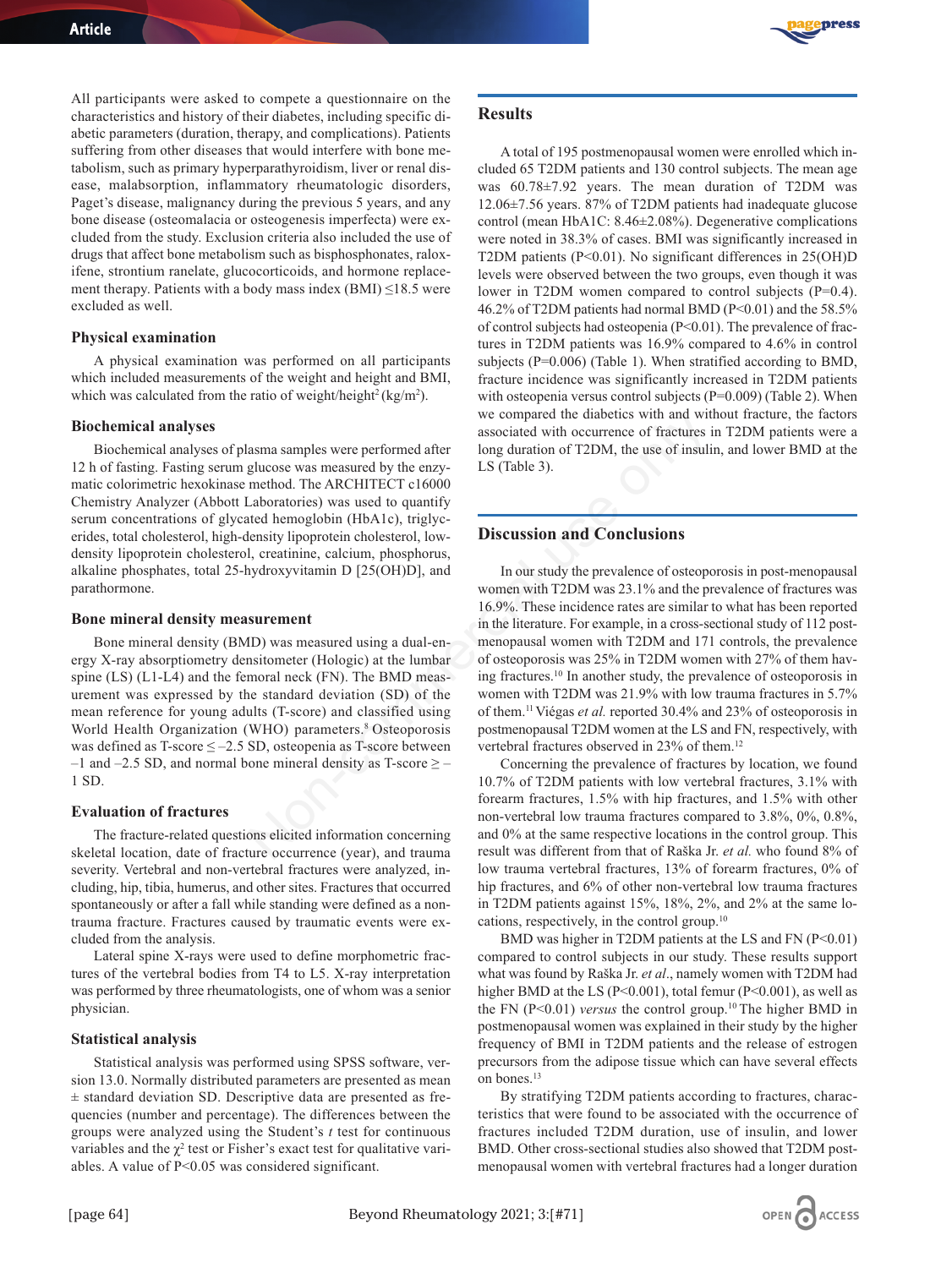All participants were asked to compete a questionnaire on the characteristics and history of their diabetes, including specific diabetic parameters (duration, therapy, and complications). Patients suffering from other diseases that would interfere with bone metabolism, such as primary hyperparathyroidism, liver or renal disease, malabsorption, inflammatory rheumatologic disorders, Paget's disease, malignancy during the previous 5 years, and any bone disease (osteomalacia or osteogenesis imperfecta) were excluded from the study. Exclusion criteria also included the use of drugs that affect bone metabolism such as bisphosphonates, raloxifene, strontium ranelate, glucocorticoids, and hormone replacement therapy. Patients with a body mass index (BMI) ≤18.5 were excluded as well.

### Physical examination

A physical examination was performed on all participants which included measurements of the weight and height and BMI, which was calculated from the ratio of weight/height$^2$ (kg/m$^2$).

### Biochemical analyses

Biochemical analyses of plasma samples were performed after 12 h of fasting. Fasting serum glucose was measured by the enzymatic colorimetric hexokinase method. The ARCHITECT c16000 Chemistry Analyzer (Abbott Laboratories) was used to quantify serum concentrations of glycated hemoglobin (HbA1c), triglycerides, total cholesterol, high-density lipoprotein cholesterol, low-density lipoprotein cholesterol, creatinine, calcium, phosphorus, alkaline phosphates, total 25-hydroxyvitamin D [25(OH)D], and parathormone.

### Bone mineral density measurement

Bone mineral density (BMD) was measured using a dual-energy X-ray absorptiometry densitometer (Hologic) at the lumbar spine (LS) (L1-L4) and the femoral neck (FN). The BMD measurement was expressed by the standard deviation (SD) of the mean reference for young adults (T-score) and classified using World Health Organization (WHO) parameters.[8] Osteoporosis was defined as T-score ≤ –2.5 SD, osteopenia as T-score between –1 and –2.5 SD, and normal bone mineral density as T-score ≥ –1 SD.

### Evaluation of fractures

The fracture-related questions elicited information concerning skeletal location, date of fracture occurrence (year), and trauma severity. Vertebral and non-vertebral fractures were analyzed, including, hip, tibia, humerus, and other sites. Fractures that occurred spontaneously or after a fall while standing were defined as a non-trauma fracture. Fractures caused by traumatic events were excluded from the analysis.

Lateral spine X-rays were used to define morphometric fractures of the vertebral bodies from T4 to L5. X-ray interpretation was performed by three rheumatologists, one of whom was a senior physician.

### Statistical analysis

Statistical analysis was performed using SPSS software, version 13.0. Normally distributed parameters are presented as mean ± standard deviation SD. Descriptive data are presented as frequencies (number and percentage). The differences between the groups were analyzed using the Student's *t* test for continuous variables and the $\chi^2$ test or Fisher's exact test for qualitative variables. A value of P<0.05 was considered significant.

## Results

A total of 195 postmenopausal women were enrolled which included 65 T2DM patients and 130 control subjects. The mean age was 60.78±7.92 years. The mean duration of T2DM was 12.06±7.56 years. 87% of T2DM patients had inadequate glucose control (mean HbA1C: 8.46±2.08%). Degenerative complications were noted in 38.3% of cases. BMI was significantly increased in T2DM patients (P<0.01). No significant differences in 25(OH)D levels were observed between the two groups, even though it was lower in T2DM women compared to control subjects (P=0.4). 46.2% of T2DM patients had normal BMD (P<0.01) and the 58.5% of control subjects had osteopenia (P<0.01). The prevalence of fractures in T2DM patients was 16.9% compared to 4.6% in control subjects (P=0.006) (Table 1). When stratified according to BMD, fracture incidence was significantly increased in T2DM patients with osteopenia versus control subjects (P=0.009) (Table 2). When we compared the diabetics with and without fracture, the factors associated with occurrence of fractures in T2DM patients were a long duration of T2DM, the use of insulin, and lower BMD at the LS (Table 3).

## Discussion and Conclusions

In our study the prevalence of osteoporosis in post-menopausal women with T2DM was 23.1% and the prevalence of fractures was 16.9%. These incidence rates are similar to what has been reported in the literature. For example, in a cross-sectional study of 112 post-menopausal women with T2DM and 171 controls, the prevalence of osteoporosis was 25% in T2DM women with 27% of them having fractures.[10] In another study, the prevalence of osteoporosis in women with T2DM was 21.9% with low trauma fractures in 5.7% of them.[11] Viégas *et al.* reported 30.4% and 23% of osteoporosis in postmenopausal T2DM women at the LS and FN, respectively, with vertebral fractures observed in 23% of them.[12]

Concerning the prevalence of fractures by location, we found 10.7% of T2DM patients with low vertebral fractures, 3.1% with forearm fractures, 1.5% with hip fractures, and 1.5% with other non-vertebral low trauma fractures compared to 3.8%, 0%, 0.8%, and 0% at the same respective locations in the control group. This result was different from that of Raška Jr. *et al.* who found 8% of low trauma vertebral fractures, 13% of forearm fractures, 0% of hip fractures, and 6% of other non-vertebral low trauma fractures in T2DM patients against 15%, 18%, 2%, and 2% at the same locations, respectively, in the control group.[10]

BMD was higher in T2DM patients at the LS and FN (P<0.01) compared to control subjects in our study. These results support what was found by Raška Jr. *et al*., namely women with T2DM had higher BMD at the LS (P<0.001), total femur (P<0.001), as well as the FN (P<0.01) *versus* the control group.[10] The higher BMD in postmenopausal women was explained in their study by the higher frequency of BMI in T2DM patients and the release of estrogen precursors from the adipose tissue which can have several effects on bones.[13]

By stratifying T2DM patients according to fractures, characteristics that were found to be associated with the occurrence of fractures included T2DM duration, use of insulin, and lower BMD. Other cross-sectional studies also showed that T2DM postmenopausal women with vertebral fractures had a longer duration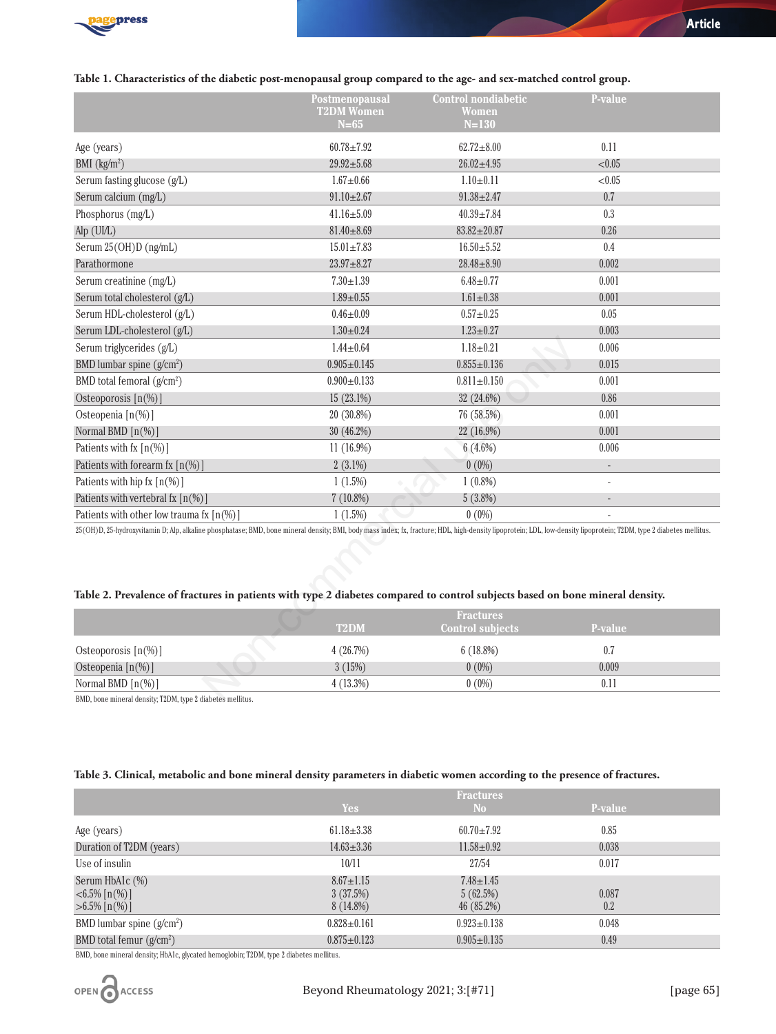**Table 1. Characteristics of the diabetic post-menopausal group compared to the age- and sex-matched control group.**

| | Postmenopausal T2DM Women N=65 | Control nondiabetic Women N=130 | P-value |
|---|---|---|---|
| Age (years) | 60.78±7.92 | 62.72±8.00 | 0.11 |
| BMI (kg/m$^2$) | 29.92±5.68 | 26.02±4.95 | <0.05 |
| Serum fasting glucose (g/L) | 1.67±0.66 | 1.10±0.11 | <0.05 |
| Serum calcium (mg/L) | 91.10±2.67 | 91.38±2.47 | 0.7 |
| Phosphorus (mg/L) | 41.16±5.09 | 40.39±7.84 | 0.3 |
| Alp (UI/L) | 81.40±8.69 | 83.82±20.87 | 0.26 |
| Serum 25(OH)D (ng/mL) | 15.01±7.83 | 16.50±5.52 | 0.4 |
| Parathormone | 23.97±8.27 | 28.48±8.90 | 0.002 |
| Serum creatinine (mg/L) | 7.30±1.39 | 6.48±0.77 | 0.001 |
| Serum total cholesterol (g/L) | 1.89±0.55 | 1.61±0.38 | 0.001 |
| Serum HDL-cholesterol (g/L) | 0.46±0.09 | 0.57±0.25 | 0.05 |
| Serum LDL-cholesterol (g/L) | 1.30±0.24 | 1.23±0.27 | 0.003 |
| Serum triglycerides (g/L) | 1.44±0.64 | 1.18±0.21 | 0.006 |
| BMD lumbar spine (g/cm$^2$) | 0.905±0.145 | 0.855±0.136 | 0.015 |
| BMD total femoral (g/cm$^2$) | 0.900±0.133 | 0.811±0.150 | 0.001 |
| Osteoporosis [n(%)] | 15 (23.1%) | 32 (24.6%) | 0.86 |
| Osteopenia [n(%)] | 20 (30.8%) | 76 (58.5%) | 0.001 |
| Normal BMD [n(%)] | 30 (46.2%) | 22 (16.9%) | 0.001 |
| Patients with fx [n(%)] | 11 (16.9%) | 6 (4.6%) | 0.006 |
| Patients with forearm fx [n(%)] | 2 (3.1%) | 0 (0%) | - |
| Patients with hip fx [n(%)] | 1 (1.5%) | 1 (0.8%) | - |
| Patients with vertebral fx [n(%)] | 7 (10.8%) | 5 (3.8%) | - |
| Patients with other low trauma fx [n(%)] | 1 (1.5%) | 0 (0%) | - |

25(OH)D, 25-hydroxyvitamin D; Alp, alkaline phosphatase; BMD, bone mineral density; BMI, body mass index; fx, fracture; HDL, high-density lipoprotein; LDL, low-density lipoprotein; T2DM, type 2 diabetes mellitus.

**Table 2. Prevalence of fractures in patients with type 2 diabetes compared to control subjects based on bone mineral density.**

| | Fractures | | |
|---|---|---|---|
| | T2DM | Control subjects | P-value |
| Osteoporosis [n(%)] | 4 (26.7%) | 6 (18.8%) | 0.7 |
| Osteopenia [n(%)] | 3 (15%) | 0 (0%) | 0.009 |
| Normal BMD [n(%)] | 4 (13.3%) | 0 (0%) | 0.11 |

BMD, bone mineral density; T2DM, type 2 diabetes mellitus.

**Table 3. Clinical, metabolic and bone mineral density parameters in diabetic women according to the presence of fractures.**

| | Fractures | | |
|---|---|---|---|
| | Yes | No | P-value |
| Age (years) | 61.18±3.38 | 60.70±7.92 | 0.85 |
| Duration of T2DM (years) | 14.63±3.36 | 11.58±0.92 | 0.038 |
| Use of insulin | 10/11 | 27/54 | 0.017 |
| Serum HbA1c (%) | 8.67±1.15 | 7.48±1.45 | |
| <6.5% [n(%)] | 3 (37.5%) | 5 (62.5%) | 0.087 |
| >6.5% [n(%)] | 8 (14.8%) | 46 (85.2%) | 0.2 |
| BMD lumbar spine (g/cm$^2$) | 0.828±0.161 | 0.923±0.138 | 0.048 |
| BMD total femur (g/cm$^2$) | 0.875±0.123 | 0.905±0.135 | 0.49 |

BMD, bone mineral density; HbA1c, glycated hemoglobin; T2DM, type 2 diabetes mellitus.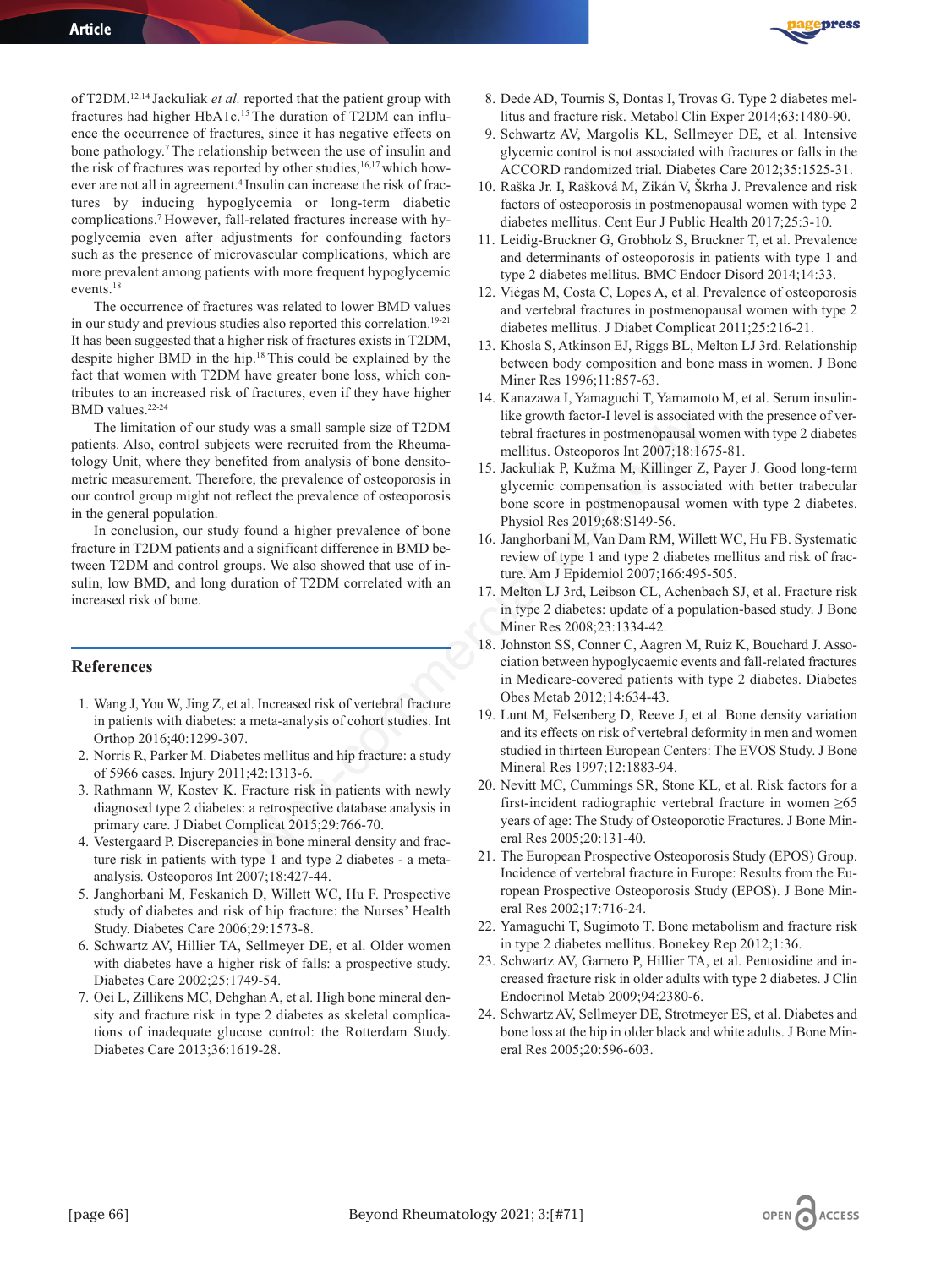of T2DM.[12,14] Jackuliak *et al.* reported that the patient group with fractures had higher HbA1c.[15] The duration of T2DM can influence the occurrence of fractures, since it has negative effects on bone pathology.[7] The relationship between the use of insulin and the risk of fractures was reported by other studies,[16,17] which however are not all in agreement.[4] Insulin can increase the risk of fractures by inducing hypoglycemia or long-term diabetic complications.[7] However, fall-related fractures increase with hypoglycemia even after adjustments for confounding factors such as the presence of microvascular complications, which are more prevalent among patients with more frequent hypoglycemic events.[18]

The occurrence of fractures was related to lower BMD values in our study and previous studies also reported this correlation.[19-21] It has been suggested that a higher risk of fractures exists in T2DM, despite higher BMD in the hip.[18] This could be explained by the fact that women with T2DM have greater bone loss, which contributes to an increased risk of fractures, even if they have higher BMD values.[22-24]

The limitation of our study was a small sample size of T2DM patients. Also, control subjects were recruited from the Rheumatology Unit, where they benefited from analysis of bone densitometric measurement. Therefore, the prevalence of osteoporosis in our control group might not reflect the prevalence of osteoporosis in the general population.

In conclusion, our study found a higher prevalence of bone fracture in T2DM patients and a significant difference in BMD between T2DM and control groups. We also showed that use of insulin, low BMD, and long duration of T2DM correlated with an increased risk of bone.

## References

1. Wang J, You W, Jing Z, et al. Increased risk of vertebral fracture in patients with diabetes: a meta-analysis of cohort studies. Int Orthop 2016;40:1299-307.
2. Norris R, Parker M. Diabetes mellitus and hip fracture: a study of 5966 cases. Injury 2011;42:1313-6.
3. Rathmann W, Kostev K. Fracture risk in patients with newly diagnosed type 2 diabetes: a retrospective database analysis in primary care. J Diabet Complicat 2015;29:766-70.
4. Vestergaard P. Discrepancies in bone mineral density and fracture risk in patients with type 1 and type 2 diabetes - a meta-analysis. Osteoporos Int 2007;18:427-44.
5. Janghorbani M, Feskanich D, Willett WC, Hu F. Prospective study of diabetes and risk of hip fracture: the Nurses' Health Study. Diabetes Care 2006;29:1573-8.
6. Schwartz AV, Hillier TA, Sellmeyer DE, et al. Older women with diabetes have a higher risk of falls: a prospective study. Diabetes Care 2002;25:1749-54.
7. Oei L, Zillikens MC, Dehghan A, et al. High bone mineral density and fracture risk in type 2 diabetes as skeletal complications of inadequate glucose control: the Rotterdam Study. Diabetes Care 2013;36:1619-28.
8. Dede AD, Tournis S, Dontas I, Trovas G. Type 2 diabetes mellitus and fracture risk. Metabol Clin Exper 2014;63:1480-90.
9. Schwartz AV, Margolis KL, Sellmeyer DE, et al. Intensive glycemic control is not associated with fractures or falls in the ACCORD randomized trial. Diabetes Care 2012;35:1525-31.
10. Raška Jr. I, Rašková M, Zikán V, Škrha J. Prevalence and risk factors of osteoporosis in postmenopausal women with type 2 diabetes mellitus. Cent Eur J Public Health 2017;25:3-10.
11. Leidig-Bruckner G, Grobholz S, Bruckner T, et al. Prevalence and determinants of osteoporosis in patients with type 1 and type 2 diabetes mellitus. BMC Endocr Disord 2014;14:33.
12. Viégas M, Costa C, Lopes A, et al. Prevalence of osteoporosis and vertebral fractures in postmenopausal women with type 2 diabetes mellitus. J Diabet Complicat 2011;25:216-21.
13. Khosla S, Atkinson EJ, Riggs BL, Melton LJ 3rd. Relationship between body composition and bone mass in women. J Bone Miner Res 1996;11:857-63.
14. Kanazawa I, Yamaguchi T, Yamamoto M, et al. Serum insulin-like growth factor-I level is associated with the presence of vertebral fractures in postmenopausal women with type 2 diabetes mellitus. Osteoporos Int 2007;18:1675-81.
15. Jackuliak P, Kužma M, Killinger Z, Payer J. Good long-term glycemic compensation is associated with better trabecular bone score in postmenopausal women with type 2 diabetes. Physiol Res 2019;68:S149-56.
16. Janghorbani M, Van Dam RM, Willett WC, Hu FB. Systematic review of type 1 and type 2 diabetes mellitus and risk of fracture. Am J Epidemiol 2007;166:495-505.
17. Melton LJ 3rd, Leibson CL, Achenbach SJ, et al. Fracture risk in type 2 diabetes: update of a population-based study. J Bone Miner Res 2008;23:1334-42.
18. Johnston SS, Conner C, Aagren M, Ruiz K, Bouchard J. Association between hypoglycaemic events and fall-related fractures in Medicare-covered patients with type 2 diabetes. Diabetes Obes Metab 2012;14:634-43.
19. Lunt M, Felsenberg D, Reeve J, et al. Bone density variation and its effects on risk of vertebral deformity in men and women studied in thirteen European Centers: The EVOS Study. J Bone Mineral Res 1997;12:1883-94.
20. Nevitt MC, Cummings SR, Stone KL, et al. Risk factors for a first-incident radiographic vertebral fracture in women ≥65 years of age: The Study of Osteoporotic Fractures. J Bone Mineral Res 2005;20:131-40.
21. The European Prospective Osteoporosis Study (EPOS) Group. Incidence of vertebral fracture in Europe: Results from the European Prospective Osteoporosis Study (EPOS). J Bone Mineral Res 2002;17:716-24.
22. Yamaguchi T, Sugimoto T. Bone metabolism and fracture risk in type 2 diabetes mellitus. Bonekey Rep 2012;1:36.
23. Schwartz AV, Garnero P, Hillier TA, et al. Pentosidine and increased fracture risk in older adults with type 2 diabetes. J Clin Endocrinol Metab 2009;94:2380-6.
24. Schwartz AV, Sellmeyer DE, Strotmeyer ES, et al. Diabetes and bone loss at the hip in older black and white adults. J Bone Mineral Res 2005;20:596-603.